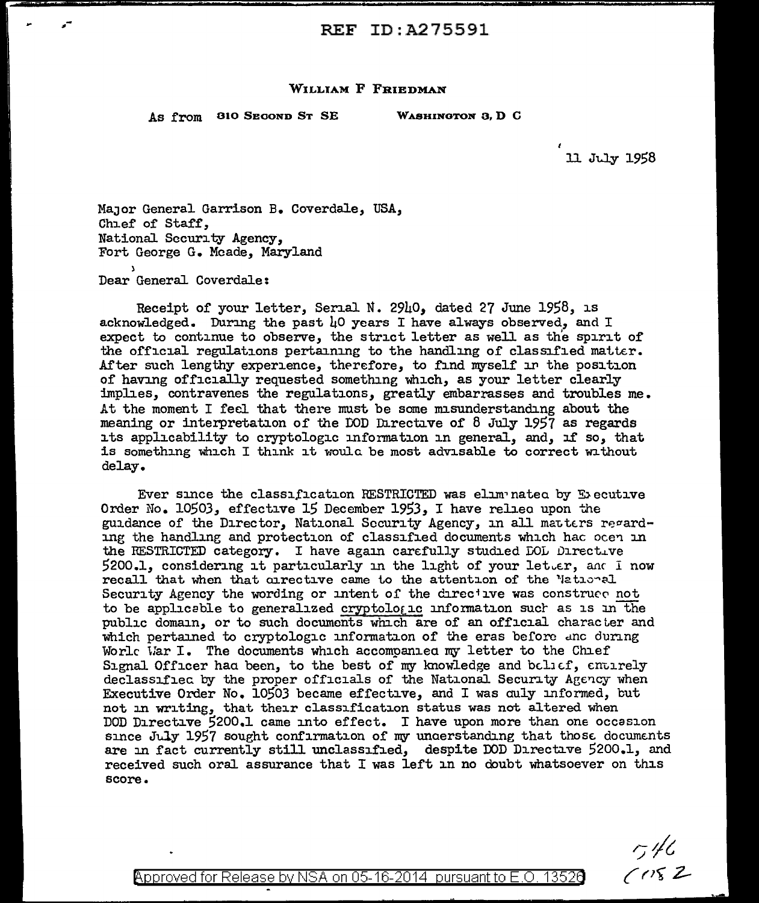REF ID:A275591

WILLIAM F FRIEDMAN

As from 310 SECOND ST SE WASHINGTON 3, D C

11 July 1958

Major General Garrison B. Coverdale, USA,
Chief of Staff,
National Security Agency,
Fort George G. Meade, Maryland

Dear General Coverdale:

Receipt of your letter, Serial N. 2940, dated 27 June 1958, is acknowledged. During the past 40 years I have always observed, and I expect to continue to observe, the strict letter as well as the spirit of the official regulations pertaining to the handling of classified matter. After such lengthy experience, therefore, to find myself in the position of having officially requested something which, as your letter clearly implies, contravenes the regulations, greatly embarrasses and troubles me. At the moment I feel that there must be some misunderstanding about the meaning or interpretation of the DOD Directive of 8 July 1957 as regards its applicability to cryptologic information in general, and, if so, that is something which I think it would be most advisable to correct without delay.

Ever since the classification RESTRICTED was eliminated by Executive Order No. 10503, effective 15 December 1953, I have relied upon the guidance of the Director, National Security Agency, in all matters regarding the handling and protection of classified documents which had been in the RESTRICTED category. I have again carefully studied DOD Directive 5200.1, considering it particularly in the light of your letter, and I now recall that when that directive came to the attention of the National Security Agency the wording or intent of the directive was construed not to be applicable to generalized cryptologic information such as is in the public domain, or to such documents which are of an official character and which pertained to cryptologic information of the eras before and during World War I. The documents which accompanied my letter to the Chief Signal Officer had been, to the best of my knowledge and belief, entirely declassified by the proper officials of the National Security Agency when Executive Order No. 10503 became effective, and I was duly informed, but not in writing, that their classification status was not altered when DOD Directive 5200.1 came into effect. I have upon more than one occasion since July 1957 sought confirmation of my understanding that those documents are in fact currently still unclassified, despite DOD Directive 5200.1, and received such oral assurance that I was left in no doubt whatsoever on this score.

546
C052

Approved for Release by NSA on 05-16-2014 pursuant to E.O. 13526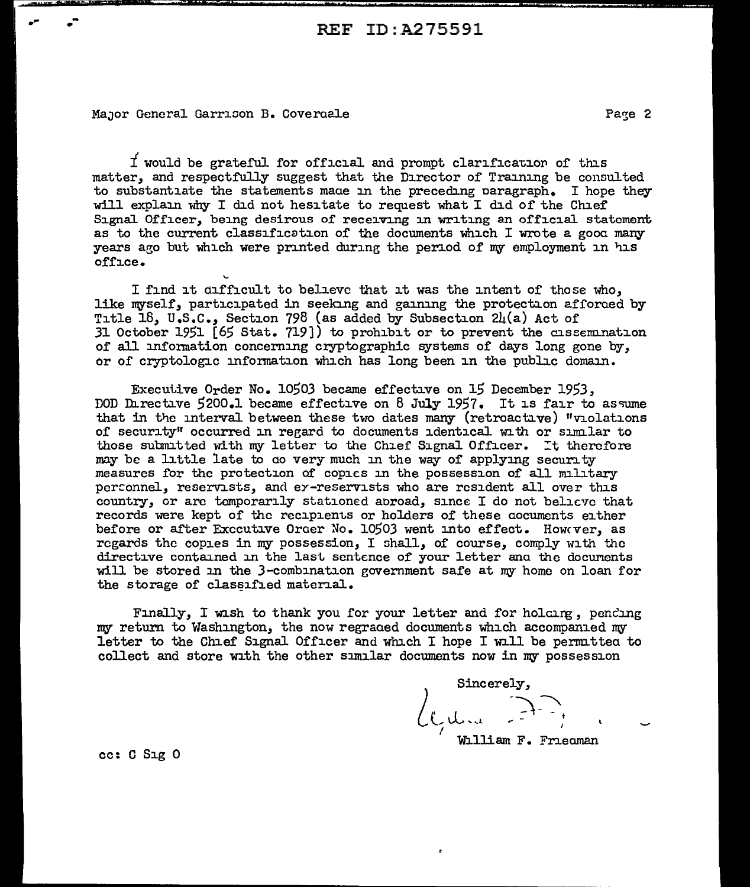REF ID:A275591

Major General Garrison B. Coverdale

I would be grateful for official and prompt clarification of this matter, and respectfully suggest that the Director of Training be consulted to substantiate the statements made in the preceding paragraph. I hope they will explain why I did not hesitate to request what I did of the Chief Signal Officer, being desirous of receiving in writing an official statement as to the current classification of the documents which I wrote a good many years ago but which were printed during the period of my employment in his office.

I find it difficult to believe that it was the intent of those who, like myself, participated in seeking and gaining the protection afforded by Title 18, U.S.C., Section 798 (as added by Subsection 24(a) Act of 31 October 1951 [65 Stat. 719]) to prohibit or to prevent the dissemination of all information concerning cryptographic systems of days long gone by, or of cryptologic information which has long been in the public domain.

Executive Order No. 10503 became effective on 15 December 1953, DOD Directive 5200.1 became effective on 8 July 1957. It is fair to assume that in the interval between these two dates many (retroactive) "violations of security" occurred in regard to documents identical with or similar to those submitted with my letter to the Chief Signal Officer. It therefore may be a little late to do very much in the way of applying security measures for the protection of copies in the possession of all military personnel, reservists, and ex-reservists who are resident all over this country, or are temporarily stationed abroad, since I do not believe that records were kept of the recipients or holders of these documents either before or after Executive Order No. 10503 went into effect. However, as regards the copies in my possession, I shall, of course, comply with the directive contained in the last sentence of your letter and the documents will be stored in the 3-combination government safe at my home on loan for the storage of classified material.

Finally, I wish to thank you for your letter and for holding, pending my return to Washington, the now regraded documents which accompanied my letter to the Chief Signal Officer and which I hope I will be permitted to collect and store with the other similar documents now in my possession

Sincerely,

William F. Friedman

cc: C Sig O